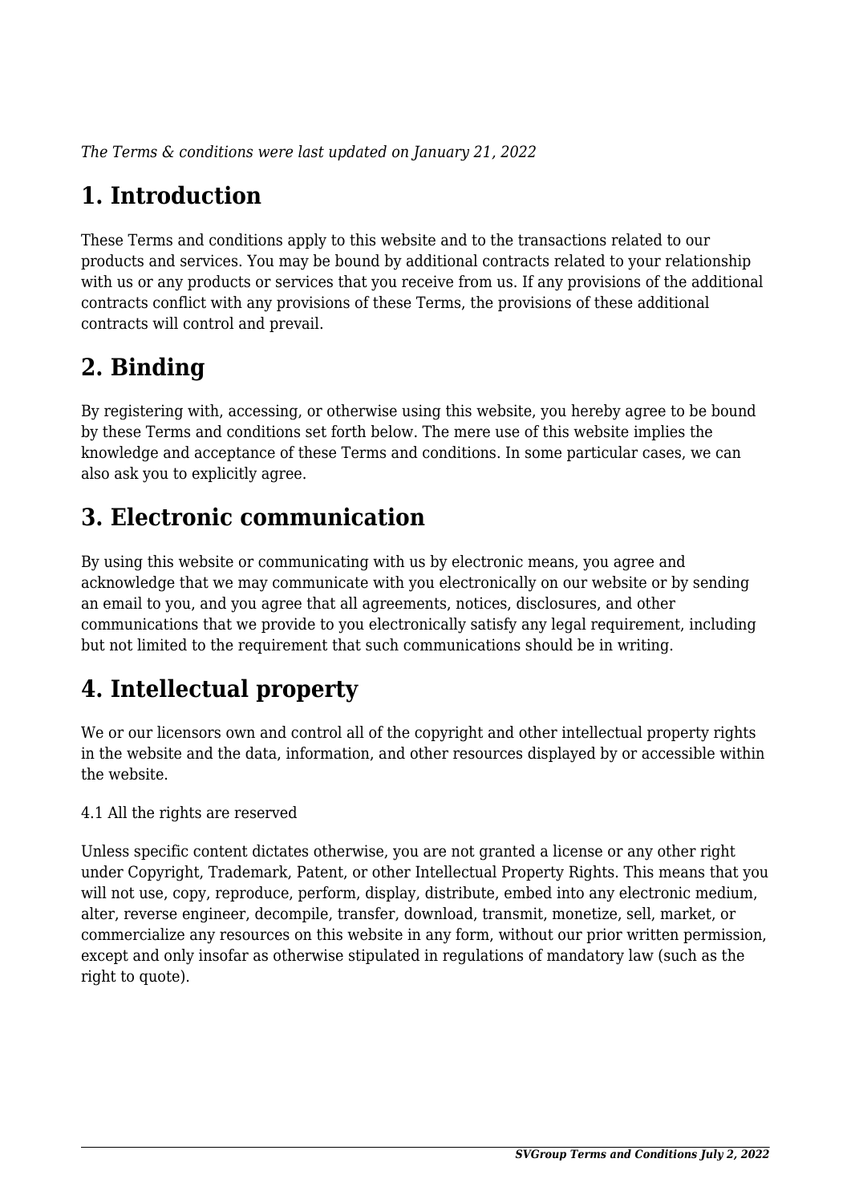*The Terms & conditions were last updated on January 21, 2022*

# 1. Introduction

These Terms and conditions apply to this website and to the transactions related to our products and services. You may be bound by additional contracts related to your relationship with us or any products or services that you receive from us. If any provisions of the additional contracts conflict with any provisions of these Terms, the provisions of these additional contracts will control and prevail.

# 2. Binding

By registering with, accessing, or otherwise using this website, you hereby agree to be bound by these Terms and conditions set forth below. The mere use of this website implies the knowledge and acceptance of these Terms and conditions. In some particular cases, we can also ask you to explicitly agree.

# 3. Electronic communication

By using this website or communicating with us by electronic means, you agree and acknowledge that we may communicate with you electronically on our website or by sending an email to you, and you agree that all agreements, notices, disclosures, and other communications that we provide to you electronically satisfy any legal requirement, including but not limited to the requirement that such communications should be in writing.

# 4. Intellectual property

We or our licensors own and control all of the copyright and other intellectual property rights in the website and the data, information, and other resources displayed by or accessible within the website.

4.1 All the rights are reserved

Unless specific content dictates otherwise, you are not granted a license or any other right under Copyright, Trademark, Patent, or other Intellectual Property Rights. This means that you will not use, copy, reproduce, perform, display, distribute, embed into any electronic medium, alter, reverse engineer, decompile, transfer, download, transmit, monetize, sell, market, or commercialize any resources on this website in any form, without our prior written permission, except and only insofar as otherwise stipulated in regulations of mandatory law (such as the right to quote).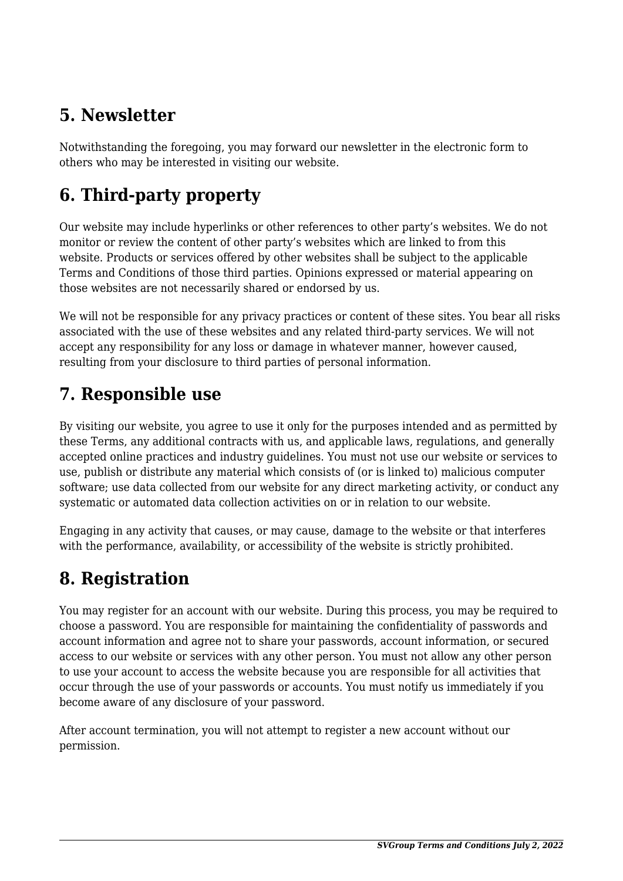## 5. Newsletter

Notwithstanding the foregoing, you may forward our newsletter in the electronic form to others who may be interested in visiting our website.

## 6. Third-party property

Our website may include hyperlinks or other references to other party's websites. We do not monitor or review the content of other party's websites which are linked to from this website. Products or services offered by other websites shall be subject to the applicable Terms and Conditions of those third parties. Opinions expressed or material appearing on those websites are not necessarily shared or endorsed by us.

We will not be responsible for any privacy practices or content of these sites. You bear all risks associated with the use of these websites and any related third-party services. We will not accept any responsibility for any loss or damage in whatever manner, however caused, resulting from your disclosure to third parties of personal information.

## 7. Responsible use

By visiting our website, you agree to use it only for the purposes intended and as permitted by these Terms, any additional contracts with us, and applicable laws, regulations, and generally accepted online practices and industry guidelines. You must not use our website or services to use, publish or distribute any material which consists of (or is linked to) malicious computer software; use data collected from our website for any direct marketing activity, or conduct any systematic or automated data collection activities on or in relation to our website.

Engaging in any activity that causes, or may cause, damage to the website or that interferes with the performance, availability, or accessibility of the website is strictly prohibited.

## 8. Registration

You may register for an account with our website. During this process, you may be required to choose a password. You are responsible for maintaining the confidentiality of passwords and account information and agree not to share your passwords, account information, or secured access to our website or services with any other person. You must not allow any other person to use your account to access the website because you are responsible for all activities that occur through the use of your passwords or accounts. You must notify us immediately if you become aware of any disclosure of your password.

After account termination, you will not attempt to register a new account without our permission.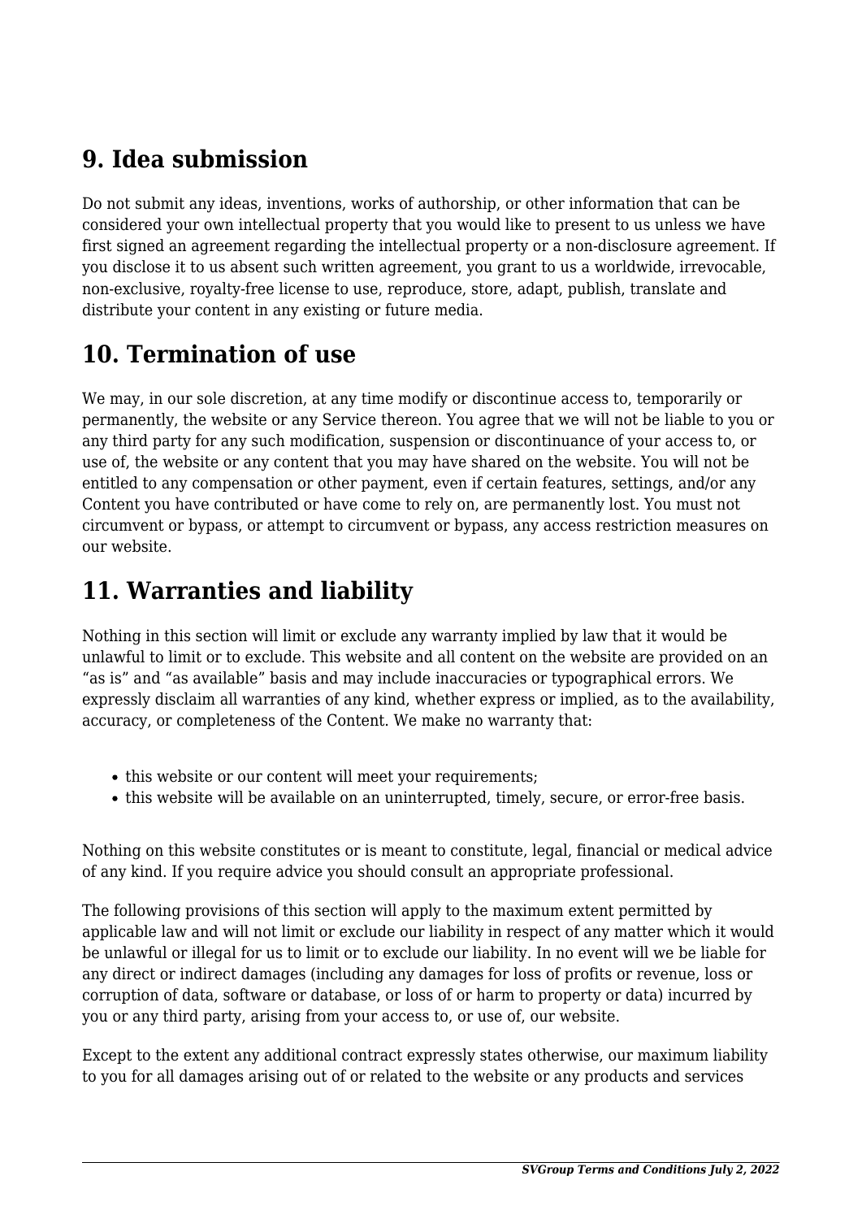## 9. Idea submission

Do not submit any ideas, inventions, works of authorship, or other information that can be considered your own intellectual property that you would like to present to us unless we have first signed an agreement regarding the intellectual property or a non-disclosure agreement. If you disclose it to us absent such written agreement, you grant to us a worldwide, irrevocable, non-exclusive, royalty-free license to use, reproduce, store, adapt, publish, translate and distribute your content in any existing or future media.

## 10. Termination of use

We may, in our sole discretion, at any time modify or discontinue access to, temporarily or permanently, the website or any Service thereon. You agree that we will not be liable to you or any third party for any such modification, suspension or discontinuance of your access to, or use of, the website or any content that you may have shared on the website. You will not be entitled to any compensation or other payment, even if certain features, settings, and/or any Content you have contributed or have come to rely on, are permanently lost. You must not circumvent or bypass, or attempt to circumvent or bypass, any access restriction measures on our website.

## 11. Warranties and liability

Nothing in this section will limit or exclude any warranty implied by law that it would be unlawful to limit or to exclude. This website and all content on the website are provided on an “as is” and “as available” basis and may include inaccuracies or typographical errors. We expressly disclaim all warranties of any kind, whether express or implied, as to the availability, accuracy, or completeness of the Content. We make no warranty that:

- this website or our content will meet your requirements;
- this website will be available on an uninterrupted, timely, secure, or error-free basis.

Nothing on this website constitutes or is meant to constitute, legal, financial or medical advice of any kind. If you require advice you should consult an appropriate professional.

The following provisions of this section will apply to the maximum extent permitted by applicable law and will not limit or exclude our liability in respect of any matter which it would be unlawful or illegal for us to limit or to exclude our liability. In no event will we be liable for any direct or indirect damages (including any damages for loss of profits or revenue, loss or corruption of data, software or database, or loss of or harm to property or data) incurred by you or any third party, arising from your access to, or use of, our website.

Except to the extent any additional contract expressly states otherwise, our maximum liability to you for all damages arising out of or related to the website or any products and services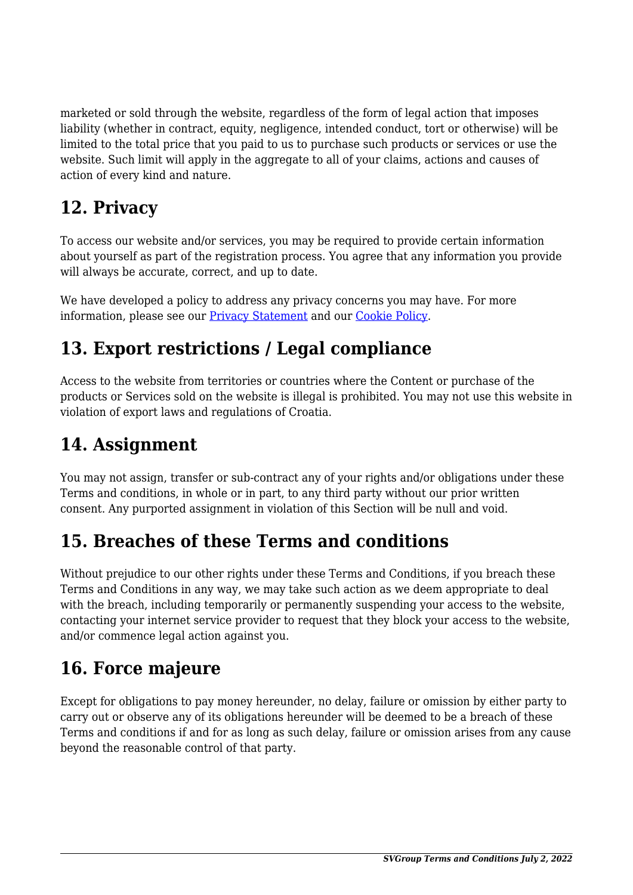marketed or sold through the website, regardless of the form of legal action that imposes liability (whether in contract, equity, negligence, intended conduct, tort or otherwise) will be limited to the total price that you paid to us to purchase such products or services or use the website. Such limit will apply in the aggregate to all of your claims, actions and causes of action of every kind and nature.

## 12. Privacy

To access our website and/or services, you may be required to provide certain information about yourself as part of the registration process. You agree that any information you provide will always be accurate, correct, and up to date.

We have developed a policy to address any privacy concerns you may have. For more information, please see our [Privacy Statement]() and our [Cookie Policy]().

## 13. Export restrictions / Legal compliance

Access to the website from territories or countries where the Content or purchase of the products or Services sold on the website is illegal is prohibited. You may not use this website in violation of export laws and regulations of Croatia.

## 14. Assignment

You may not assign, transfer or sub-contract any of your rights and/or obligations under these Terms and conditions, in whole or in part, to any third party without our prior written consent. Any purported assignment in violation of this Section will be null and void.

## 15. Breaches of these Terms and conditions

Without prejudice to our other rights under these Terms and Conditions, if you breach these Terms and Conditions in any way, we may take such action as we deem appropriate to deal with the breach, including temporarily or permanently suspending your access to the website, contacting your internet service provider to request that they block your access to the website, and/or commence legal action against you.

## 16. Force majeure

Except for obligations to pay money hereunder, no delay, failure or omission by either party to carry out or observe any of its obligations hereunder will be deemed to be a breach of these Terms and conditions if and for as long as such delay, failure or omission arises from any cause beyond the reasonable control of that party.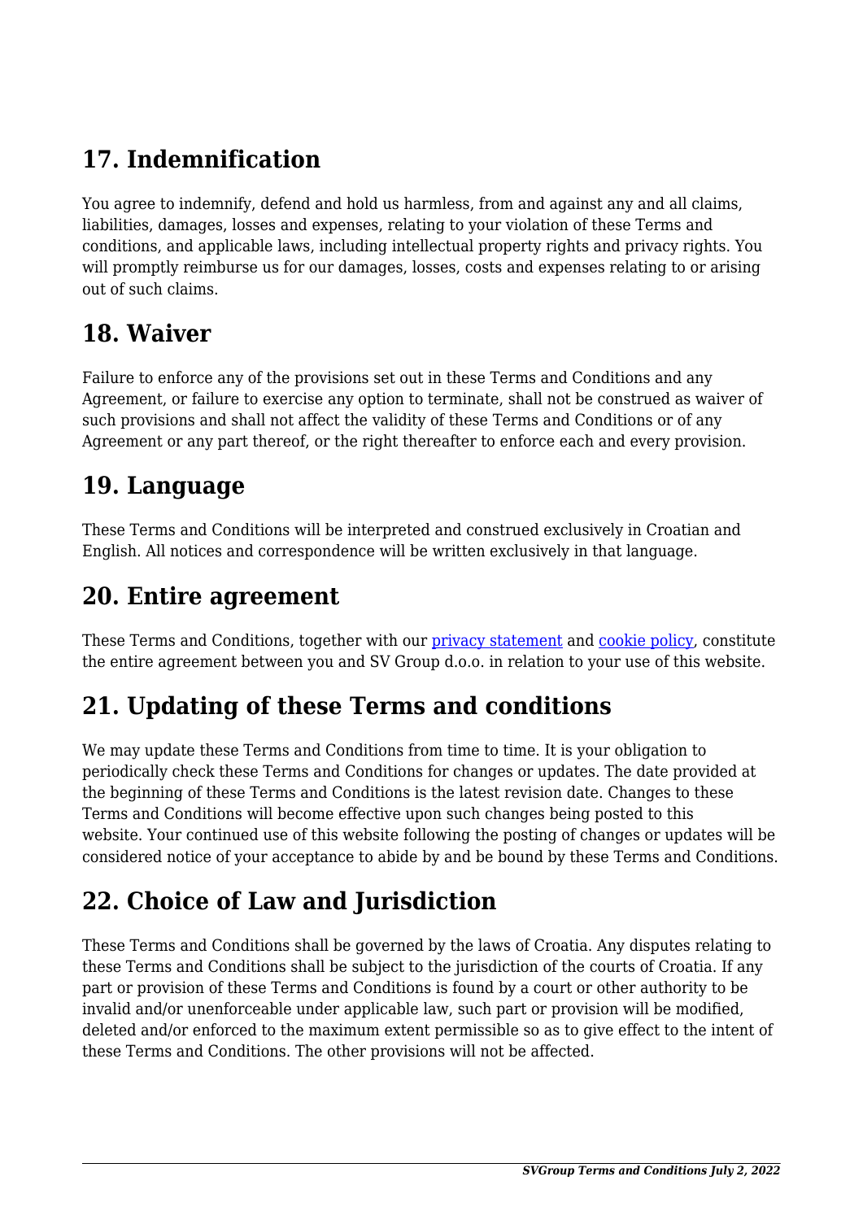## 17. Indemnification

You agree to indemnify, defend and hold us harmless, from and against any and all claims, liabilities, damages, losses and expenses, relating to your violation of these Terms and conditions, and applicable laws, including intellectual property rights and privacy rights. You will promptly reimburse us for our damages, losses, costs and expenses relating to or arising out of such claims.

## 18. Waiver

Failure to enforce any of the provisions set out in these Terms and Conditions and any Agreement, or failure to exercise any option to terminate, shall not be construed as waiver of such provisions and shall not affect the validity of these Terms and Conditions or of any Agreement or any part thereof, or the right thereafter to enforce each and every provision.

## 19. Language

These Terms and Conditions will be interpreted and construed exclusively in Croatian and English. All notices and correspondence will be written exclusively in that language.

## 20. Entire agreement

These Terms and Conditions, together with our privacy statement and cookie policy, constitute the entire agreement between you and SV Group d.o.o. in relation to your use of this website.

## 21. Updating of these Terms and conditions

We may update these Terms and Conditions from time to time. It is your obligation to periodically check these Terms and Conditions for changes or updates. The date provided at the beginning of these Terms and Conditions is the latest revision date. Changes to these Terms and Conditions will become effective upon such changes being posted to this website. Your continued use of this website following the posting of changes or updates will be considered notice of your acceptance to abide by and be bound by these Terms and Conditions.

## 22. Choice of Law and Jurisdiction

These Terms and Conditions shall be governed by the laws of Croatia. Any disputes relating to these Terms and Conditions shall be subject to the jurisdiction of the courts of Croatia. If any part or provision of these Terms and Conditions is found by a court or other authority to be invalid and/or unenforceable under applicable law, such part or provision will be modified, deleted and/or enforced to the maximum extent permissible so as to give effect to the intent of these Terms and Conditions. The other provisions will not be affected.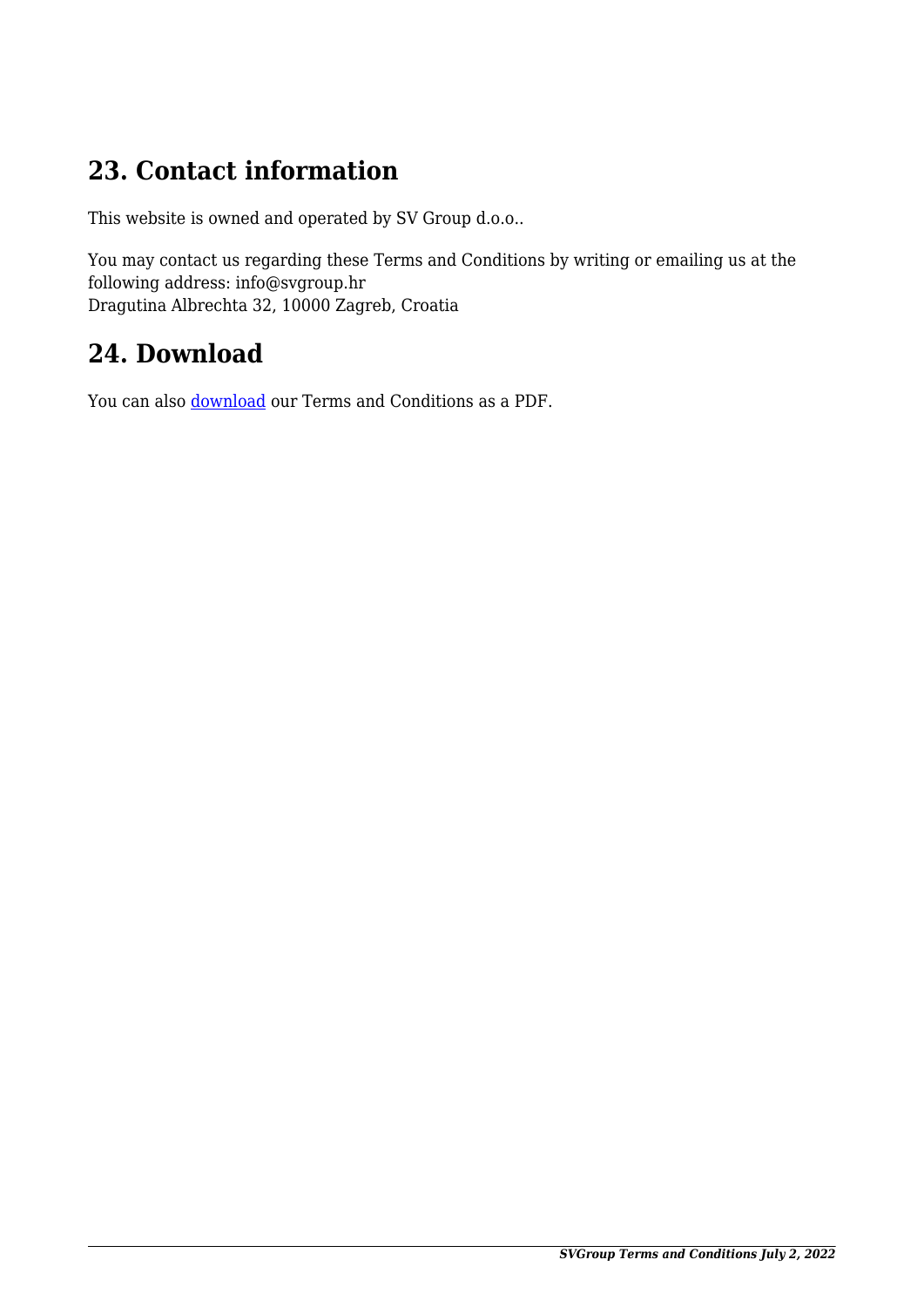## 23. Contact information

This website is owned and operated by SV Group d.o.o..

You may contact us regarding these Terms and Conditions by writing or emailing us at the following address: info@svgroup.hr
Dragutina Albrechta 32, 10000 Zagreb, Croatia

## 24. Download

You can also download our Terms and Conditions as a PDF.